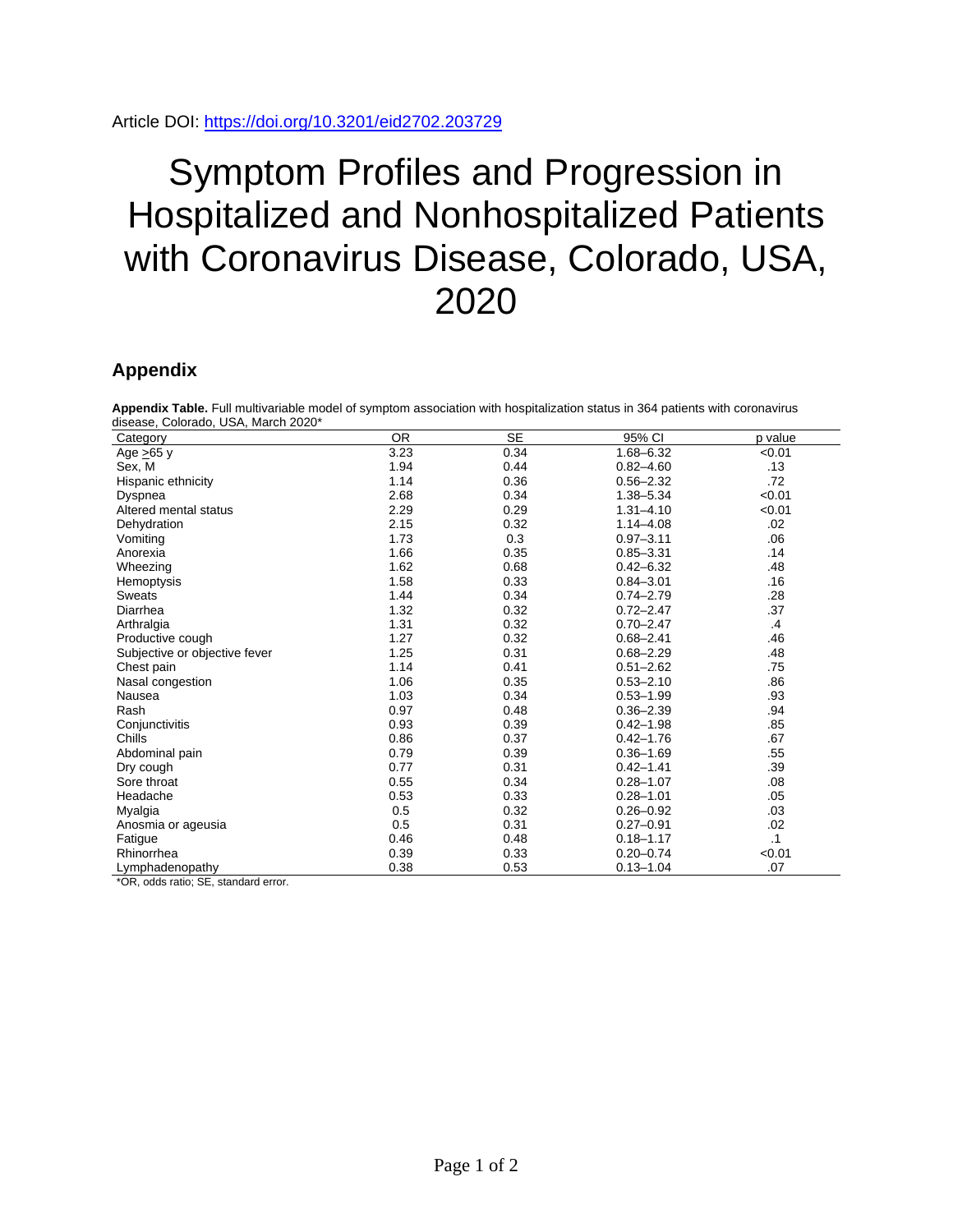Article DOI: https://doi.org/10.3201/eid2702.203729

# Symptom Profiles and Progression in Hospitalized and Nonhospitalized Patients with Coronavirus Disease, Colorado, USA, 2020

## Appendix

**Appendix Table.** Full multivariable model of symptom association with hospitalization status in 364 patients with coronavirus disease, Colorado, USA, March 2020*

| Category | OR | SE | 95% CI | p value |
|---|---|---|---|---|
| Age ≥65 y | 3.23 | 0.34 | 1.68–6.32 | <0.01 |
| Sex, M | 1.94 | 0.44 | 0.82–4.60 | .13 |
| Hispanic ethnicity | 1.14 | 0.36 | 0.56–2.32 | .72 |
| Dyspnea | 2.68 | 0.34 | 1.38–5.34 | <0.01 |
| Altered mental status | 2.29 | 0.29 | 1.31–4.10 | <0.01 |
| Dehydration | 2.15 | 0.32 | 1.14–4.08 | .02 |
| Vomiting | 1.73 | 0.3 | 0.97–3.11 | .06 |
| Anorexia | 1.66 | 0.35 | 0.85–3.31 | .14 |
| Wheezing | 1.62 | 0.68 | 0.42–6.32 | .48 |
| Hemoptysis | 1.58 | 0.33 | 0.84–3.01 | .16 |
| Sweats | 1.44 | 0.34 | 0.74–2.79 | .28 |
| Diarrhea | 1.32 | 0.32 | 0.72–2.47 | .37 |
| Arthralgia | 1.31 | 0.32 | 0.70–2.47 | .4 |
| Productive cough | 1.27 | 0.32 | 0.68–2.41 | .46 |
| Subjective or objective fever | 1.25 | 0.31 | 0.68–2.29 | .48 |
| Chest pain | 1.14 | 0.41 | 0.51–2.62 | .75 |
| Nasal congestion | 1.06 | 0.35 | 0.53–2.10 | .86 |
| Nausea | 1.03 | 0.34 | 0.53–1.99 | .93 |
| Rash | 0.97 | 0.48 | 0.36–2.39 | .94 |
| Conjunctivitis | 0.93 | 0.39 | 0.42–1.98 | .85 |
| Chills | 0.86 | 0.37 | 0.42–1.76 | .67 |
| Abdominal pain | 0.79 | 0.39 | 0.36–1.69 | .55 |
| Dry cough | 0.77 | 0.31 | 0.42–1.41 | .39 |
| Sore throat | 0.55 | 0.34 | 0.28–1.07 | .08 |
| Headache | 0.53 | 0.33 | 0.28–1.01 | .05 |
| Myalgia | 0.5 | 0.32 | 0.26–0.92 | .03 |
| Anosmia or ageusia | 0.5 | 0.31 | 0.27–0.91 | .02 |
| Fatigue | 0.46 | 0.48 | 0.18–1.17 | .1 |
| Rhinorrhea | 0.39 | 0.33 | 0.20–0.74 | <0.01 |
| Lymphadenopathy | 0.38 | 0.53 | 0.13–1.04 | .07 |

*OR, odds ratio; SE, standard error.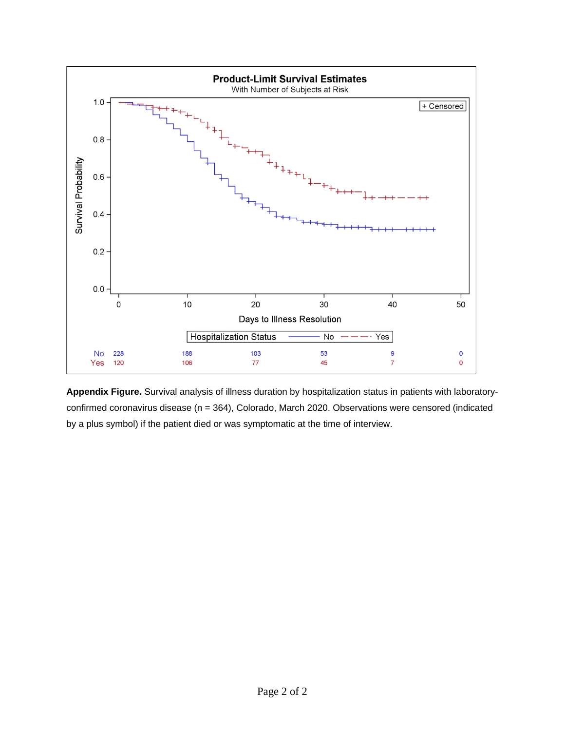Product-Limit Survival Estimates

With Number of Subjects at Risk

+ Censored

Survival Probability

1.0
0.8
0.6
0.4
0.2
0.0

0
10
20
30
40
50

Days to Illness Resolution

Hospitalization Status — No — Yes

No 228 188 103 53 9 0

Yes 120 106 77 45 7 0

**Appendix Figure.** Survival analysis of illness duration by hospitalization status in patients with laboratory-confirmed coronavirus disease (n = 364), Colorado, March 2020. Observations were censored (indicated by a plus symbol) if the patient died or was symptomatic at the time of interview.